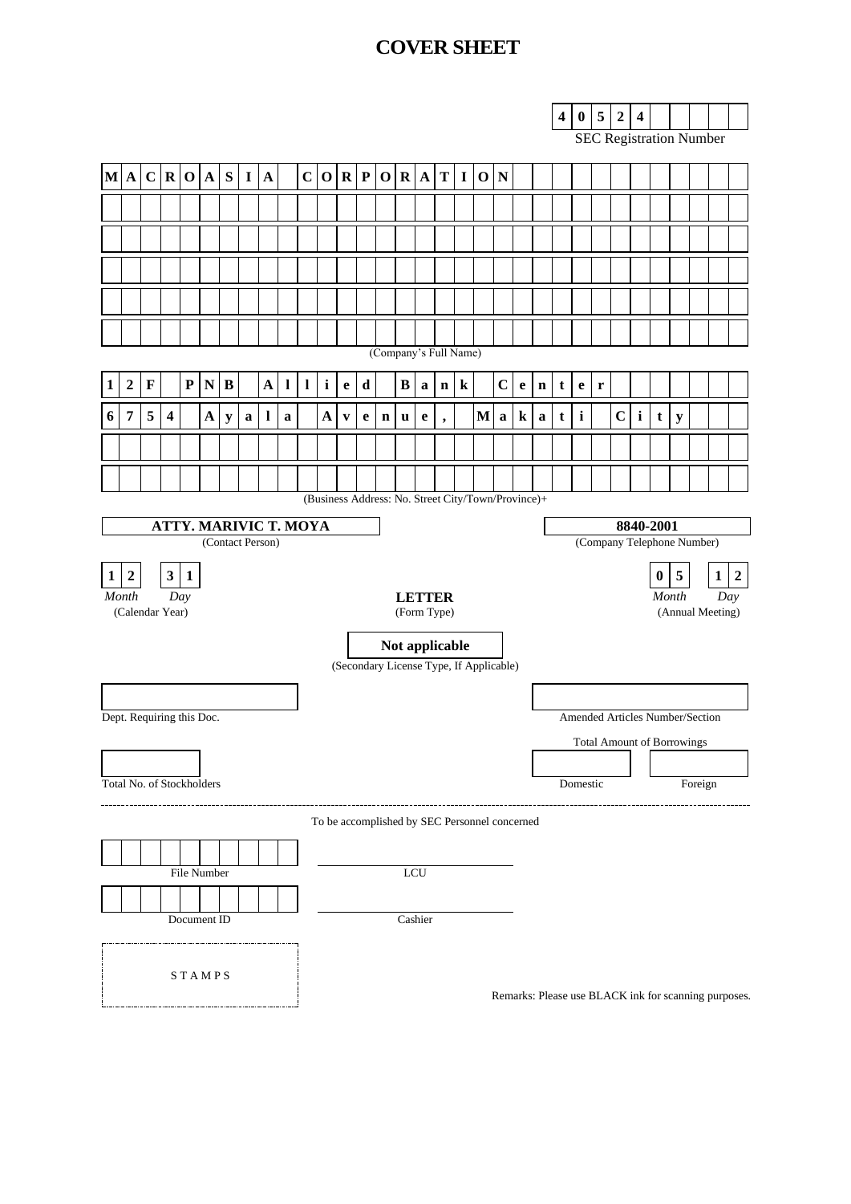# COVER SHEET

**4 0 5 2 4**

SEC Registration Number

**MACROASIA CORPORATION**

(Company's Full Name)

**12F PNB Allied Bank Center**
**6754 Ayala Avenue, Makati City**

(Business Address: No. Street City/Town/Province)+

**ATTY. MARIVIC T. MOYA**
(Contact Person)

**8840-2001**
(Company Telephone Number)

| **1 2** | **3 1** | | **LETTER** | | **0 5** | **1 2** |
|---|---|---|---|---|---|---|
| *Month* | *Day* | | (Form Type) | | *Month* | *Day* |
| (Calendar Year) | | | | | (Annual Meeting) | |

**Not applicable**
(Secondary License Type, If Applicable)

Dept. Requiring this Doc.

Amended Articles Number/Section

Total Amount of Borrowings

Total No. of Stockholders

Domestic

Foreign

---

To be accomplished by SEC Personnel concerned

File Number

LCU

Document ID

Cashier

S T A M P S

Remarks: Please use BLACK ink for scanning purposes.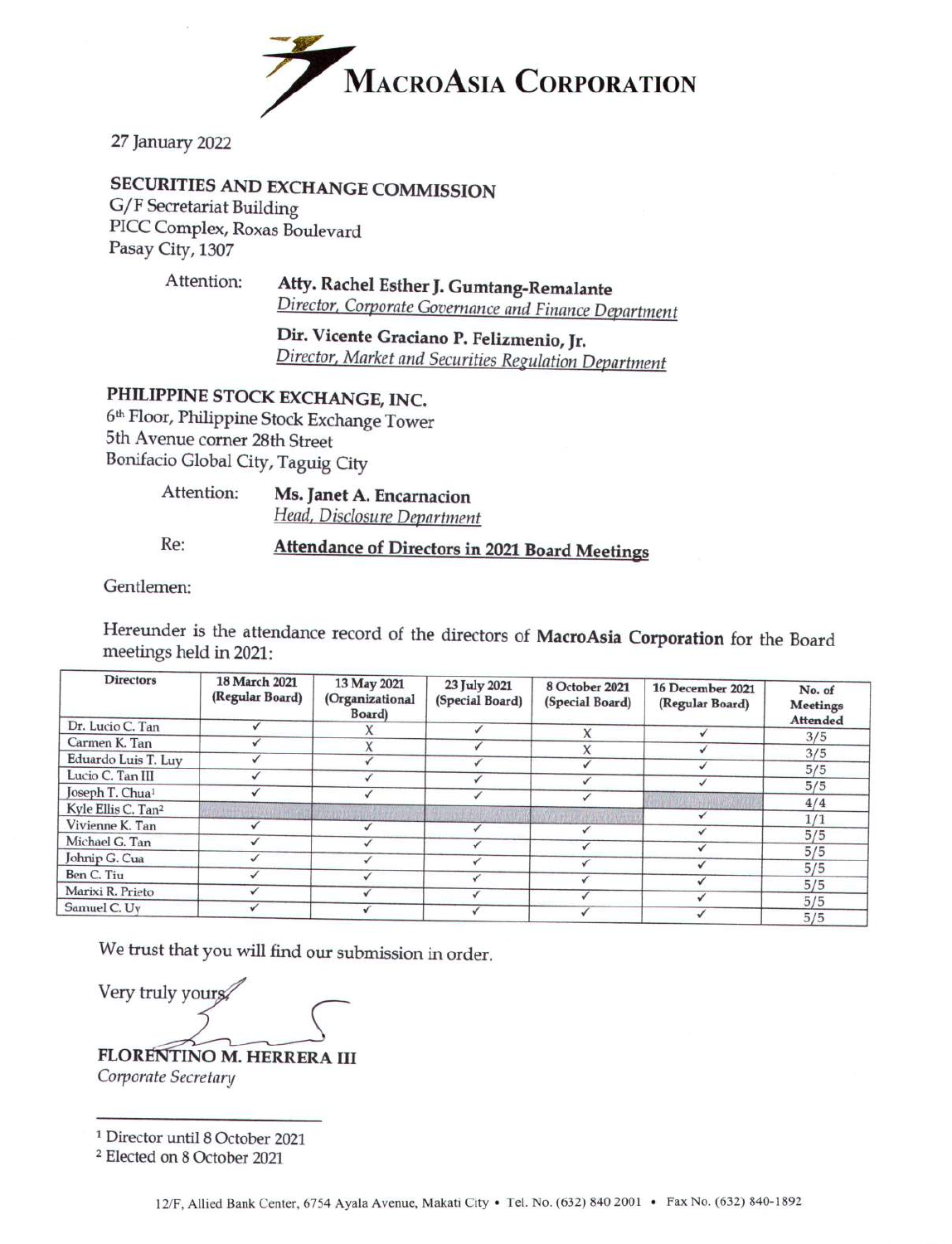**MacroAsia Corporation**

27 January 2022

**SECURITIES AND EXCHANGE COMMISSION**
G/F Secretariat Building
PICC Complex, Roxas Boulevard
Pasay City, 1307

Attention: **Atty. Rachel Esther J. Gumtang-Remalante**
*Director, Corporate Governance and Finance Department*

**Dir. Vicente Graciano P. Felizmenio, Jr.**
*Director, Market and Securities Regulation Department*

**PHILIPPINE STOCK EXCHANGE, INC.**
6th Floor, Philippine Stock Exchange Tower
5th Avenue corner 28th Street
Bonifacio Global City, Taguig City

Attention: **Ms. Janet A. Encarnacion**
*Head, Disclosure Department*

Re: **Attendance of Directors in 2021 Board Meetings**

Gentlemen:

Hereunder is the attendance record of the directors of **MacroAsia Corporation** for the Board meetings held in 2021:

| Directors | 18 March 2021 (Regular Board) | 13 May 2021 (Organizational Board) | 23 July 2021 (Special Board) | 8 October 2021 (Special Board) | 16 December 2021 (Regular Board) | No. of Meetings Attended |
|---|---|---|---|---|---|---|
| Dr. Lucio C. Tan | ✓ | X | ✓ | X | ✓ | 3/5 |
| Carmen K. Tan | ✓ | X | ✓ | X | ✓ | 3/5 |
| Eduardo Luis T. Luy | ✓ | ✓ | ✓ | ✓ | ✓ | 5/5 |
| Lucio C. Tan III | ✓ | ✓ | ✓ | ✓ | ✓ | 5/5 |
| Joseph T. Chua[1] | ✓ | ✓ | ✓ | ✓ | | 4/4 |
| Kyle Ellis C. Tan[2] | | | | | ✓ | 1/1 |
| Vivienne K. Tan | ✓ | ✓ | ✓ | ✓ | ✓ | 5/5 |
| Michael G. Tan | ✓ | ✓ | ✓ | ✓ | ✓ | 5/5 |
| Johnip G. Cua | ✓ | ✓ | ✓ | ✓ | ✓ | 5/5 |
| Ben C. Tiu | ✓ | ✓ | ✓ | ✓ | ✓ | 5/5 |
| Marixi R. Prieto | ✓ | ✓ | ✓ | ✓ | ✓ | 5/5 |
| Samuel C. Uy | ✓ | ✓ | ✓ | ✓ | ✓ | 5/5 |

We trust that you will find our submission in order.

Very truly yours,

**FLORENTINO M. HERRERA III**
*Corporate Secretary*

[1] Director until 8 October 2021
[2] Elected on 8 October 2021

12/F, Allied Bank Center, 6754 Ayala Avenue, Makati City • Tel. No. (632) 840 2001 • Fax No. (632) 840-1892